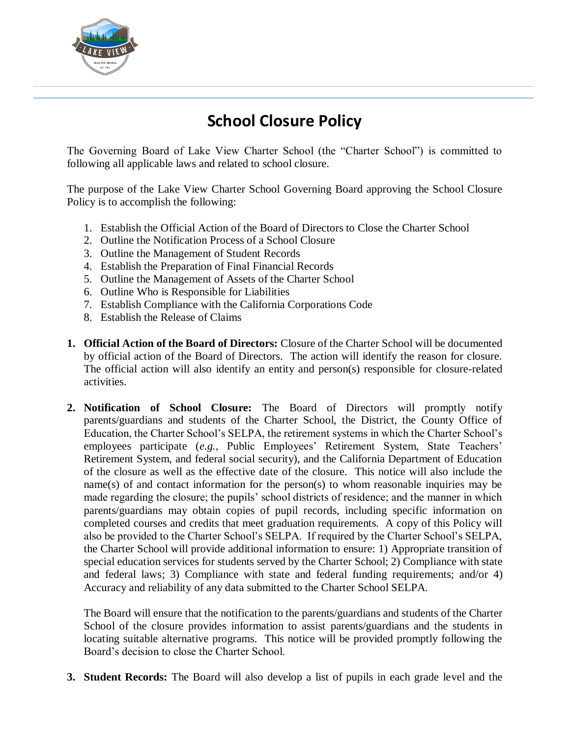# School Closure Policy

The Governing Board of Lake View Charter School (the "Charter School") is committed to following all applicable laws and related to school closure.

The purpose of the Lake View Charter School Governing Board approving the School Closure Policy is to accomplish the following:

1. Establish the Official Action of the Board of Directors to Close the Charter School
2. Outline the Notification Process of a School Closure
3. Outline the Management of Student Records
4. Establish the Preparation of Final Financial Records
5. Outline the Management of Assets of the Charter School
6. Outline Who is Responsible for Liabilities
7. Establish Compliance with the California Corporations Code
8. Establish the Release of Claims

1. **Official Action of the Board of Directors:** Closure of the Charter School will be documented by official action of the Board of Directors. The action will identify the reason for closure. The official action will also identify an entity and person(s) responsible for closure-related activities.

2. **Notification of School Closure:** The Board of Directors will promptly notify parents/guardians and students of the Charter School, the District, the County Office of Education, the Charter School's SELPA, the retirement systems in which the Charter School's employees participate (*e.g.*, Public Employees' Retirement System, State Teachers' Retirement System, and federal social security), and the California Department of Education of the closure as well as the effective date of the closure. This notice will also include the name(s) of and contact information for the person(s) to whom reasonable inquiries may be made regarding the closure; the pupils' school districts of residence; and the manner in which parents/guardians may obtain copies of pupil records, including specific information on completed courses and credits that meet graduation requirements. A copy of this Policy will also be provided to the Charter School's SELPA. If required by the Charter School's SELPA, the Charter School will provide additional information to ensure: 1) Appropriate transition of special education services for students served by the Charter School; 2) Compliance with state and federal laws; 3) Compliance with state and federal funding requirements; and/or 4) Accuracy and reliability of any data submitted to the Charter School SELPA.

   The Board will ensure that the notification to the parents/guardians and students of the Charter School of the closure provides information to assist parents/guardians and the students in locating suitable alternative programs. This notice will be provided promptly following the Board's decision to close the Charter School.

3. **Student Records:** The Board will also develop a list of pupils in each grade level and the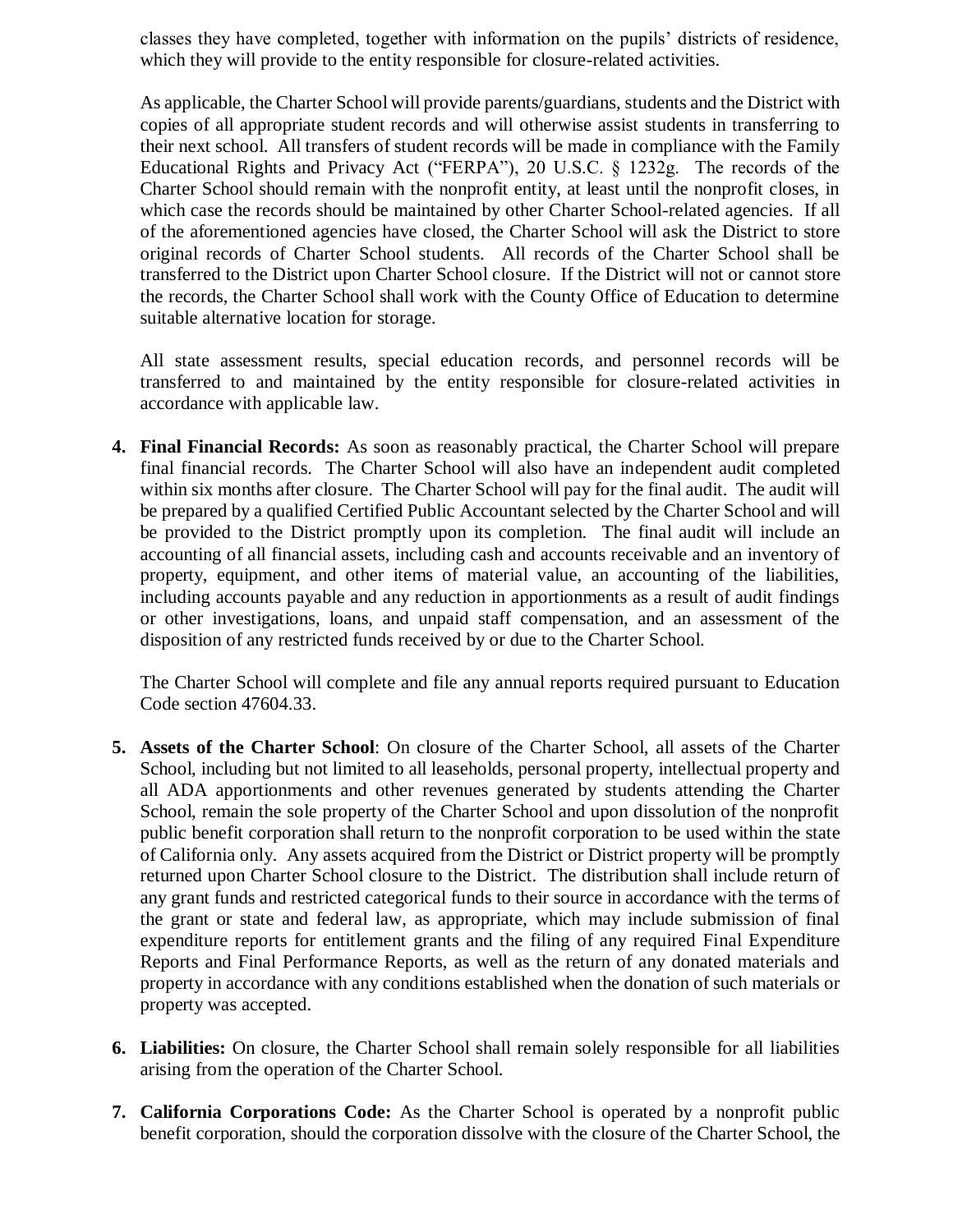classes they have completed, together with information on the pupils' districts of residence, which they will provide to the entity responsible for closure-related activities.

As applicable, the Charter School will provide parents/guardians, students and the District with copies of all appropriate student records and will otherwise assist students in transferring to their next school. All transfers of student records will be made in compliance with the Family Educational Rights and Privacy Act ("FERPA"), 20 U.S.C. § 1232g. The records of the Charter School should remain with the nonprofit entity, at least until the nonprofit closes, in which case the records should be maintained by other Charter School-related agencies. If all of the aforementioned agencies have closed, the Charter School will ask the District to store original records of Charter School students. All records of the Charter School shall be transferred to the District upon Charter School closure. If the District will not or cannot store the records, the Charter School shall work with the County Office of Education to determine suitable alternative location for storage.

All state assessment results, special education records, and personnel records will be transferred to and maintained by the entity responsible for closure-related activities in accordance with applicable law.

4. **Final Financial Records:** As soon as reasonably practical, the Charter School will prepare final financial records. The Charter School will also have an independent audit completed within six months after closure. The Charter School will pay for the final audit. The audit will be prepared by a qualified Certified Public Accountant selected by the Charter School and will be provided to the District promptly upon its completion. The final audit will include an accounting of all financial assets, including cash and accounts receivable and an inventory of property, equipment, and other items of material value, an accounting of the liabilities, including accounts payable and any reduction in apportionments as a result of audit findings or other investigations, loans, and unpaid staff compensation, and an assessment of the disposition of any restricted funds received by or due to the Charter School.

   The Charter School will complete and file any annual reports required pursuant to Education Code section 47604.33.

5. **Assets of the Charter School**: On closure of the Charter School, all assets of the Charter School, including but not limited to all leaseholds, personal property, intellectual property and all ADA apportionments and other revenues generated by students attending the Charter School, remain the sole property of the Charter School and upon dissolution of the nonprofit public benefit corporation shall return to the nonprofit corporation to be used within the state of California only. Any assets acquired from the District or District property will be promptly returned upon Charter School closure to the District. The distribution shall include return of any grant funds and restricted categorical funds to their source in accordance with the terms of the grant or state and federal law, as appropriate, which may include submission of final expenditure reports for entitlement grants and the filing of any required Final Expenditure Reports and Final Performance Reports, as well as the return of any donated materials and property in accordance with any conditions established when the donation of such materials or property was accepted.

6. **Liabilities:** On closure, the Charter School shall remain solely responsible for all liabilities arising from the operation of the Charter School.

7. **California Corporations Code:** As the Charter School is operated by a nonprofit public benefit corporation, should the corporation dissolve with the closure of the Charter School, the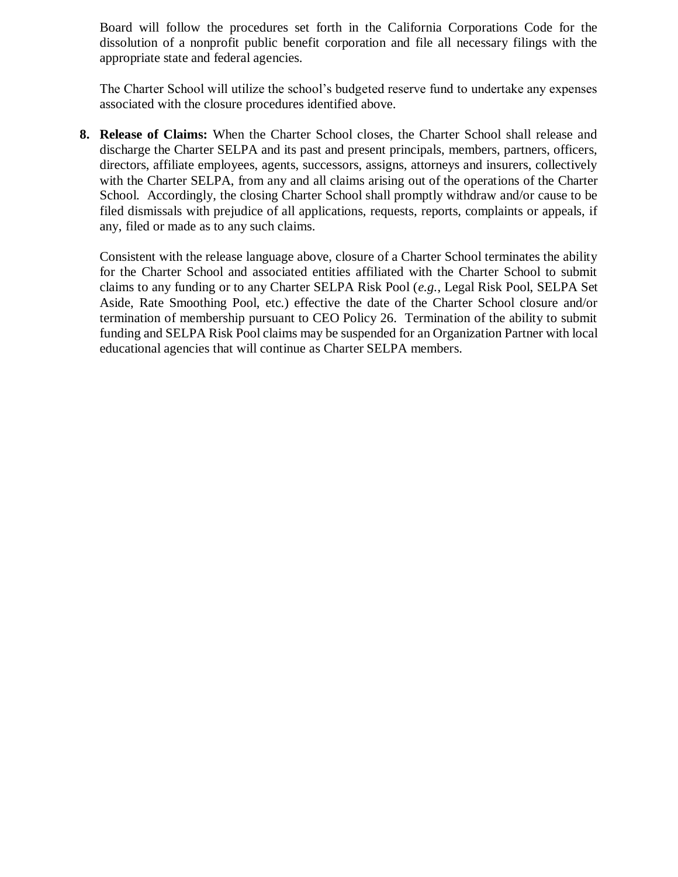Board will follow the procedures set forth in the California Corporations Code for the dissolution of a nonprofit public benefit corporation and file all necessary filings with the appropriate state and federal agencies.

The Charter School will utilize the school's budgeted reserve fund to undertake any expenses associated with the closure procedures identified above.

8. **Release of Claims:** When the Charter School closes, the Charter School shall release and discharge the Charter SELPA and its past and present principals, members, partners, officers, directors, affiliate employees, agents, successors, assigns, attorneys and insurers, collectively with the Charter SELPA, from any and all claims arising out of the operations of the Charter School. Accordingly, the closing Charter School shall promptly withdraw and/or cause to be filed dismissals with prejudice of all applications, requests, reports, complaints or appeals, if any, filed or made as to any such claims.

   Consistent with the release language above, closure of a Charter School terminates the ability for the Charter School and associated entities affiliated with the Charter School to submit claims to any funding or to any Charter SELPA Risk Pool (*e.g.*, Legal Risk Pool, SELPA Set Aside, Rate Smoothing Pool, etc.) effective the date of the Charter School closure and/or termination of membership pursuant to CEO Policy 26. Termination of the ability to submit funding and SELPA Risk Pool claims may be suspended for an Organization Partner with local educational agencies that will continue as Charter SELPA members.